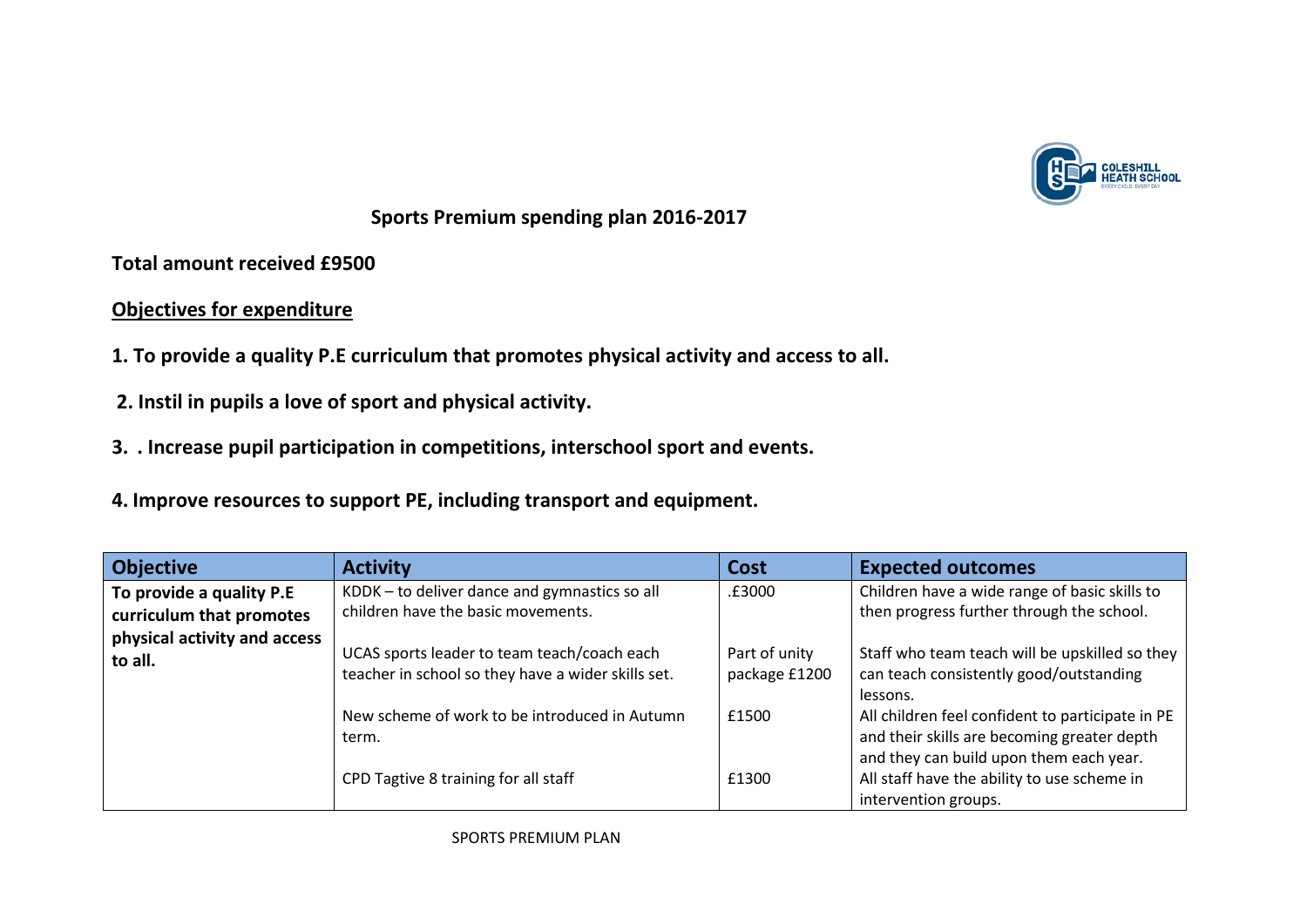# Sports Premium spending plan 2016-2017

**Total amount received £9500**

**Objectives for expenditure**

**1. To provide a quality P.E curriculum that promotes physical activity and access to all.**

**2. Instil in pupils a love of sport and physical activity.**

**3. . Increase pupil participation in competitions, interschool sport and events.**

**4. Improve resources to support PE, including transport and equipment.**

| Objective | Activity | Cost | Expected outcomes |
|---|---|---|---|
| **To provide a quality P.E curriculum that promotes physical activity and access to all.** | KDDK – to deliver dance and gymnastics so all children have the basic movements. | .£3000 | Children have a wide range of basic skills to then progress further through the school. |
| | UCAS sports leader to team teach/coach each teacher in school so they have a wider skills set. | Part of unity package £1200 | Staff who team teach will be upskilled so they can teach consistently good/outstanding lessons. |
| | New scheme of work to be introduced in Autumn term. | £1500 | All children feel confident to participate in PE and their skills are becoming greater depth and they can build upon them each year. |
| | CPD Tagtive 8 training for all staff | £1300 | All staff have the ability to use scheme in intervention groups. |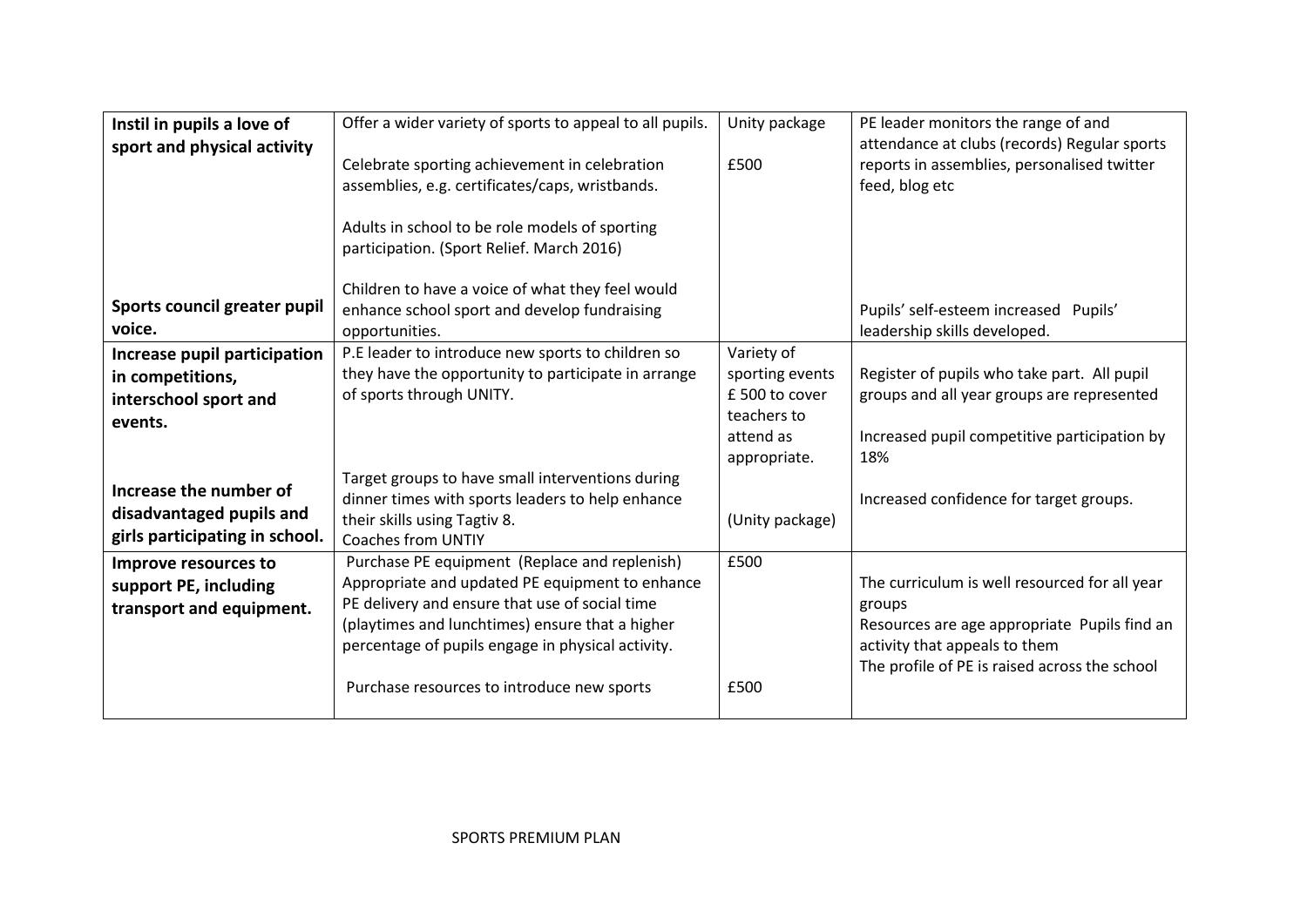| | | | |
|---|---|---|---|
| **Instil in pupils a love of sport and physical activity**<br><br>**Sports council greater pupil voice.** | Offer a wider variety of sports to appeal to all pupils.<br><br>Celebrate sporting achievement in celebration assemblies, e.g. certificates/caps, wristbands.<br><br>Adults in school to be role models of sporting participation. (Sport Relief. March 2016)<br><br>Children to have a voice of what they feel would enhance school sport and develop fundraising opportunities. | Unity package<br><br>£500 | PE leader monitors the range of and attendance at clubs (records) Regular sports reports in assemblies, personalised twitter feed, blog etc<br><br>Pupils' self-esteem increased Pupils' leadership skills developed. |
| **Increase pupil participation in competitions, interschool sport and events.**<br><br>**Increase the number of disadvantaged pupils and girls participating in school.** | P.E leader to introduce new sports to children so they have the opportunity to participate in arrange of sports through UNITY.<br><br>Target groups to have small interventions during dinner times with sports leaders to help enhance their skills using Tagtiv 8.<br>Coaches from UNTIY | Variety of sporting events £ 500 to cover teachers to attend as appropriate.<br><br>(Unity package) | Register of pupils who take part. All pupil groups and all year groups are represented<br><br>Increased pupil competitive participation by 18%<br><br>Increased confidence for target groups. |
| **Improve resources to support PE, including transport and equipment.** | Purchase PE equipment (Replace and replenish) Appropriate and updated PE equipment to enhance PE delivery and ensure that use of social time (playtimes and lunchtimes) ensure that a higher percentage of pupils engage in physical activity.<br><br>Purchase resources to introduce new sports | £500<br><br>£500 | The curriculum is well resourced for all year groups<br>Resources are age appropriate Pupils find an activity that appeals to them<br>The profile of PE is raised across the school |

SPORTS PREMIUM PLAN